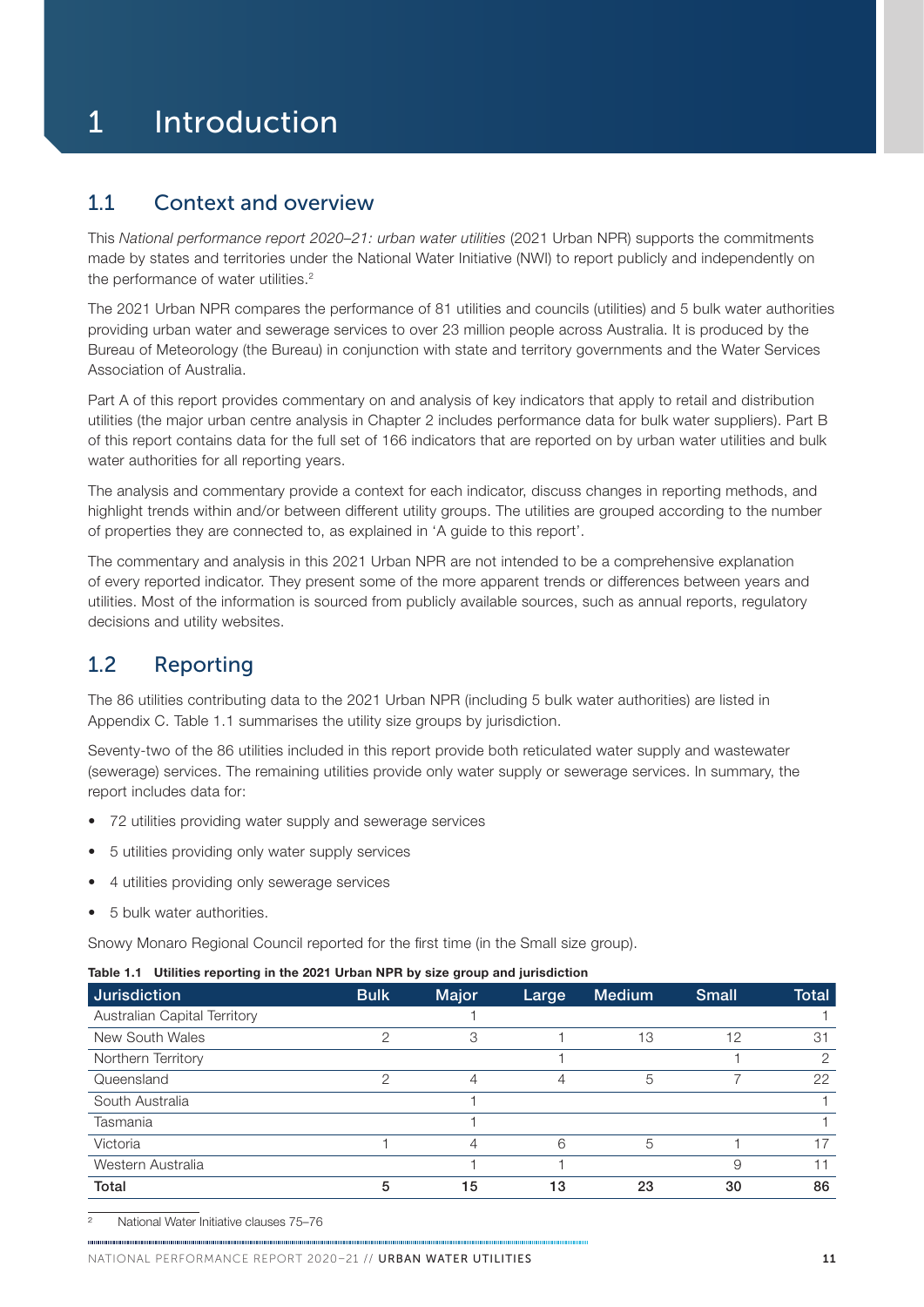# 1 Introduction

## 1.1 Context and overview

This *National performance report 2020–21: urban water utilities* (2021 Urban NPR) supports the commitments made by states and territories under the National Water Initiative (NWI) to report publicly and independently on the performance of water utilities.[2]

The 2021 Urban NPR compares the performance of 81 utilities and councils (utilities) and 5 bulk water authorities providing urban water and sewerage services to over 23 million people across Australia. It is produced by the Bureau of Meteorology (the Bureau) in conjunction with state and territory governments and the Water Services Association of Australia.

Part A of this report provides commentary on and analysis of key indicators that apply to retail and distribution utilities (the major urban centre analysis in Chapter 2 includes performance data for bulk water suppliers). Part B of this report contains data for the full set of 166 indicators that are reported on by urban water utilities and bulk water authorities for all reporting years.

The analysis and commentary provide a context for each indicator, discuss changes in reporting methods, and highlight trends within and/or between different utility groups. The utilities are grouped according to the number of properties they are connected to, as explained in 'A guide to this report'.

The commentary and analysis in this 2021 Urban NPR are not intended to be a comprehensive explanation of every reported indicator. They present some of the more apparent trends or differences between years and utilities. Most of the information is sourced from publicly available sources, such as annual reports, regulatory decisions and utility websites.

## 1.2 Reporting

The 86 utilities contributing data to the 2021 Urban NPR (including 5 bulk water authorities) are listed in Appendix C. Table 1.1 summarises the utility size groups by jurisdiction.

Seventy-two of the 86 utilities included in this report provide both reticulated water supply and wastewater (sewerage) services. The remaining utilities provide only water supply or sewerage services. In summary, the report includes data for:

- 72 utilities providing water supply and sewerage services
- 5 utilities providing only water supply services
- 4 utilities providing only sewerage services
- 5 bulk water authorities.

Snowy Monaro Regional Council reported for the first time (in the Small size group).

**Table 1.1 Utilities reporting in the 2021 Urban NPR by size group and jurisdiction**

| Jurisdiction | Bulk | Major | Large | Medium | Small | Total |
|---|---|---|---|---|---|---|
| Australian Capital Territory | | 1 | | | | 1 |
| New South Wales | 2 | 3 | 1 | 13 | 12 | 31 |
| Northern Territory | | | 1 | | 1 | 2 |
| Queensland | 2 | 4 | 4 | 5 | 7 | 22 |
| South Australia | | 1 | | | | 1 |
| Tasmania | | 1 | | | | 1 |
| Victoria | 1 | 4 | 6 | 5 | 1 | 17 |
| Western Australia | | 1 | 1 | | 9 | 11 |
| **Total** | **5** | **15** | **13** | **23** | **30** | **86** |

[2] National Water Initiative clauses 75–76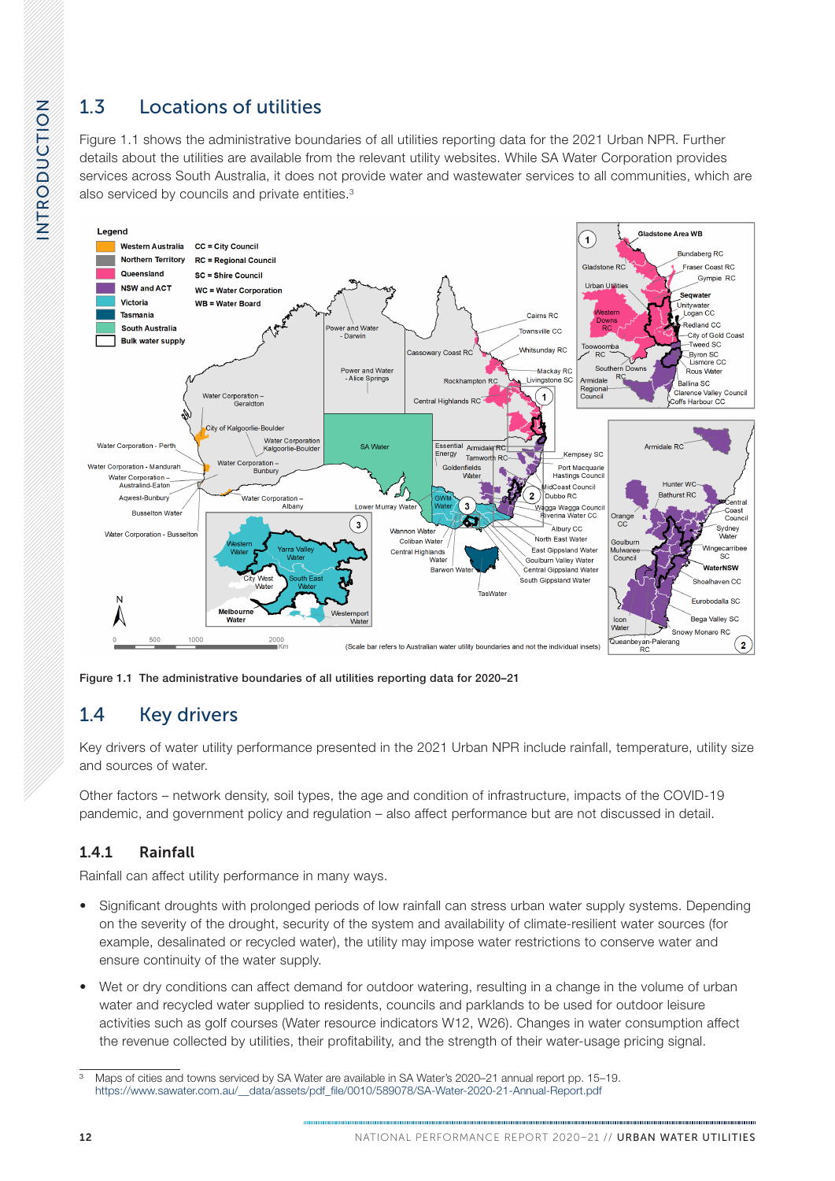## 1.3 Locations of utilities

Figure 1.1 shows the administrative boundaries of all utilities reporting data for the 2021 Urban NPR. Further details about the utilities are available from the relevant utility websites. While SA Water Corporation provides services across South Australia, it does not provide water and wastewater services to all communities, which are also serviced by councils and private entities.[3]

Figure 1.1 The administrative boundaries of all utilities reporting data for 2020–21

## 1.4 Key drivers

Key drivers of water utility performance presented in the 2021 Urban NPR include rainfall, temperature, utility size and sources of water.

Other factors – network density, soil types, the age and condition of infrastructure, impacts of the COVID-19 pandemic, and government policy and regulation – also affect performance but are not discussed in detail.

### 1.4.1 Rainfall

Rainfall can affect utility performance in many ways.

- Significant droughts with prolonged periods of low rainfall can stress urban water supply systems. Depending on the severity of the drought, security of the system and availability of climate-resilient water sources (for example, desalinated or recycled water), the utility may impose water restrictions to conserve water and ensure continuity of the water supply.
- Wet or dry conditions can affect demand for outdoor watering, resulting in a change in the volume of urban water and recycled water supplied to residents, councils and parklands to be used for outdoor leisure activities such as golf courses (Water resource indicators W12, W26). Changes in water consumption affect the revenue collected by utilities, their profitability, and the strength of their water-usage pricing signal.

[3] Maps of cities and towns serviced by SA Water are available in SA Water's 2020–21 annual report pp. 15–19. https://www.sawater.com.au/__data/assets/pdf_file/0010/589078/SA-Water-2020-21-Annual-Report.pdf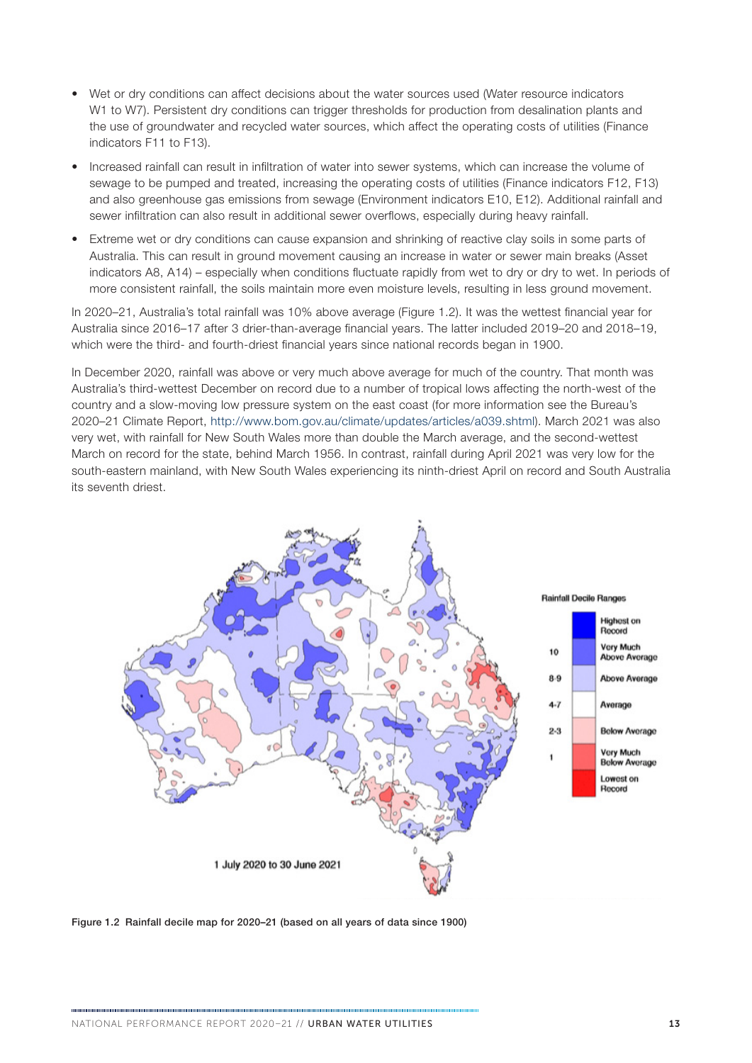- Wet or dry conditions can affect decisions about the water sources used (Water resource indicators W1 to W7). Persistent dry conditions can trigger thresholds for production from desalination plants and the use of groundwater and recycled water sources, which affect the operating costs of utilities (Finance indicators F11 to F13).
- Increased rainfall can result in infiltration of water into sewer systems, which can increase the volume of sewage to be pumped and treated, increasing the operating costs of utilities (Finance indicators F12, F13) and also greenhouse gas emissions from sewage (Environment indicators E10, E12). Additional rainfall and sewer infiltration can also result in additional sewer overflows, especially during heavy rainfall.
- Extreme wet or dry conditions can cause expansion and shrinking of reactive clay soils in some parts of Australia. This can result in ground movement causing an increase in water or sewer main breaks (Asset indicators A8, A14) – especially when conditions fluctuate rapidly from wet to dry or dry to wet. In periods of more consistent rainfall, the soils maintain more even moisture levels, resulting in less ground movement.

In 2020–21, Australia's total rainfall was 10% above average (Figure 1.2). It was the wettest financial year for Australia since 2016–17 after 3 drier-than-average financial years. The latter included 2019–20 and 2018–19, which were the third- and fourth-driest financial years since national records began in 1900.

In December 2020, rainfall was above or very much above average for much of the country. That month was Australia's third-wettest December on record due to a number of tropical lows affecting the north-west of the country and a slow-moving low pressure system on the east coast (for more information see the Bureau's 2020–21 Climate Report, http://www.bom.gov.au/climate/updates/articles/a039.shtml). March 2021 was also very wet, with rainfall for New South Wales more than double the March average, and the second-wettest March on record for the state, behind March 1956. In contrast, rainfall during April 2021 was very low for the south-eastern mainland, with New South Wales experiencing its ninth-driest April on record and South Australia its seventh driest.

**Figure 1.2** Rainfall decile map for 2020–21 (based on all years of data since 1900)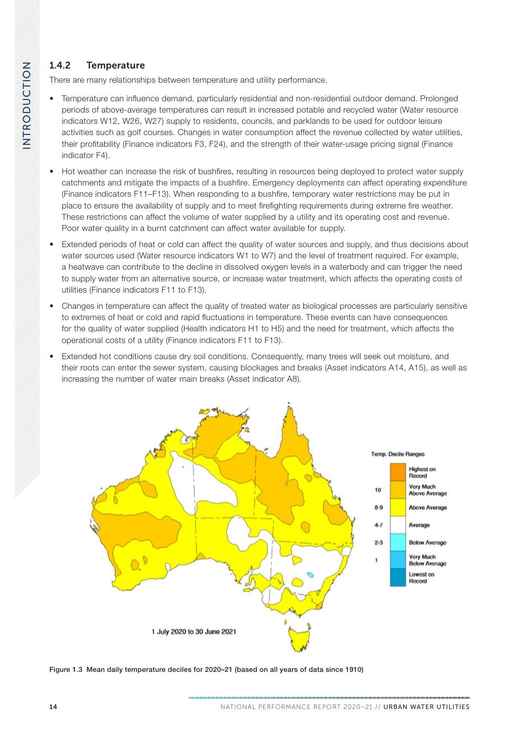### 1.4.2 Temperature

There are many relationships between temperature and utility performance.

- Temperature can influence demand, particularly residential and non-residential outdoor demand. Prolonged periods of above-average temperatures can result in increased potable and recycled water (Water resource indicators W12, W26, W27) supply to residents, councils, and parklands to be used for outdoor leisure activities such as golf courses. Changes in water consumption affect the revenue collected by water utilities, their profitability (Finance indicators F3, F24), and the strength of their water-usage pricing signal (Finance indicator F4).
- Hot weather can increase the risk of bushfires, resulting in resources being deployed to protect water supply catchments and mitigate the impacts of a bushfire. Emergency deployments can affect operating expenditure (Finance indicators F11–F13). When responding to a bushfire, temporary water restrictions may be put in place to ensure the availability of supply and to meet firefighting requirements during extreme fire weather. These restrictions can affect the volume of water supplied by a utility and its operating cost and revenue. Poor water quality in a burnt catchment can affect water available for supply.
- Extended periods of heat or cold can affect the quality of water sources and supply, and thus decisions about water sources used (Water resource indicators W1 to W7) and the level of treatment required. For example, a heatwave can contribute to the decline in dissolved oxygen levels in a waterbody and can trigger the need to supply water from an alternative source, or increase water treatment, which affects the operating costs of utilities (Finance indicators F11 to F13).
- Changes in temperature can affect the quality of treated water as biological processes are particularly sensitive to extremes of heat or cold and rapid fluctuations in temperature. These events can have consequences for the quality of water supplied (Health indicators H1 to H5) and the need for treatment, which affects the operational costs of a utility (Finance indicators F11 to F13).
- Extended hot conditions cause dry soil conditions. Consequently, many trees will seek out moisture, and their roots can enter the sewer system, causing blockages and breaks (Asset indicators A14, A15), as well as increasing the number of water main breaks (Asset indicator A8).

Figure 1.3 Mean daily temperature deciles for 2020–21 (based on all years of data since 1910)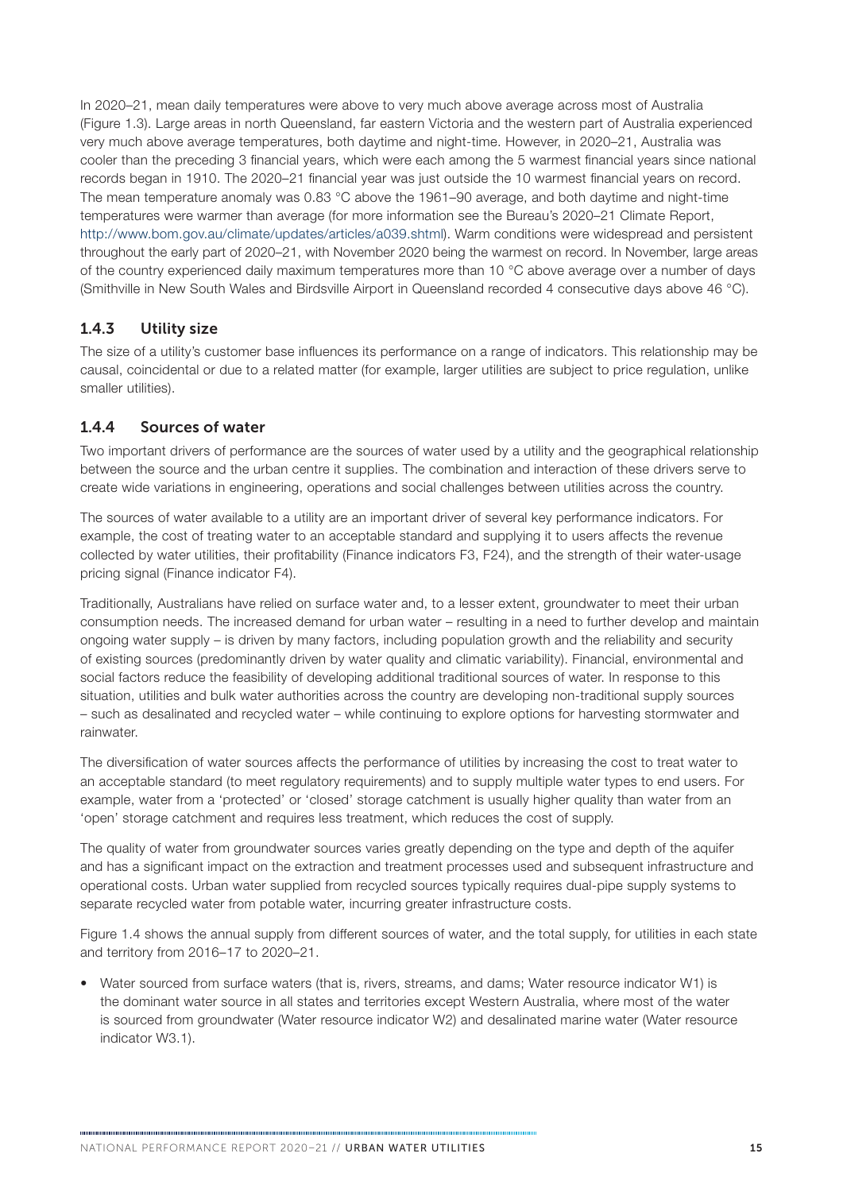In 2020–21, mean daily temperatures were above to very much above average across most of Australia (Figure 1.3). Large areas in north Queensland, far eastern Victoria and the western part of Australia experienced very much above average temperatures, both daytime and night-time. However, in 2020–21, Australia was cooler than the preceding 3 financial years, which were each among the 5 warmest financial years since national records began in 1910. The 2020–21 financial year was just outside the 10 warmest financial years on record. The mean temperature anomaly was 0.83 °C above the 1961–90 average, and both daytime and night-time temperatures were warmer than average (for more information see the Bureau's 2020–21 Climate Report, http://www.bom.gov.au/climate/updates/articles/a039.shtml). Warm conditions were widespread and persistent throughout the early part of 2020–21, with November 2020 being the warmest on record. In November, large areas of the country experienced daily maximum temperatures more than 10 °C above average over a number of days (Smithville in New South Wales and Birdsville Airport in Queensland recorded 4 consecutive days above 46 °C).

### 1.4.3 Utility size

The size of a utility's customer base influences its performance on a range of indicators. This relationship may be causal, coincidental or due to a related matter (for example, larger utilities are subject to price regulation, unlike smaller utilities).

### 1.4.4 Sources of water

Two important drivers of performance are the sources of water used by a utility and the geographical relationship between the source and the urban centre it supplies. The combination and interaction of these drivers serve to create wide variations in engineering, operations and social challenges between utilities across the country.

The sources of water available to a utility are an important driver of several key performance indicators. For example, the cost of treating water to an acceptable standard and supplying it to users affects the revenue collected by water utilities, their profitability (Finance indicators F3, F24), and the strength of their water-usage pricing signal (Finance indicator F4).

Traditionally, Australians have relied on surface water and, to a lesser extent, groundwater to meet their urban consumption needs. The increased demand for urban water – resulting in a need to further develop and maintain ongoing water supply – is driven by many factors, including population growth and the reliability and security of existing sources (predominantly driven by water quality and climatic variability). Financial, environmental and social factors reduce the feasibility of developing additional traditional sources of water. In response to this situation, utilities and bulk water authorities across the country are developing non-traditional supply sources – such as desalinated and recycled water – while continuing to explore options for harvesting stormwater and rainwater.

The diversification of water sources affects the performance of utilities by increasing the cost to treat water to an acceptable standard (to meet regulatory requirements) and to supply multiple water types to end users. For example, water from a 'protected' or 'closed' storage catchment is usually higher quality than water from an 'open' storage catchment and requires less treatment, which reduces the cost of supply.

The quality of water from groundwater sources varies greatly depending on the type and depth of the aquifer and has a significant impact on the extraction and treatment processes used and subsequent infrastructure and operational costs. Urban water supplied from recycled sources typically requires dual-pipe supply systems to separate recycled water from potable water, incurring greater infrastructure costs.

Figure 1.4 shows the annual supply from different sources of water, and the total supply, for utilities in each state and territory from 2016–17 to 2020–21.

- Water sourced from surface waters (that is, rivers, streams, and dams; Water resource indicator W1) is the dominant water source in all states and territories except Western Australia, where most of the water is sourced from groundwater (Water resource indicator W2) and desalinated marine water (Water resource indicator W3.1).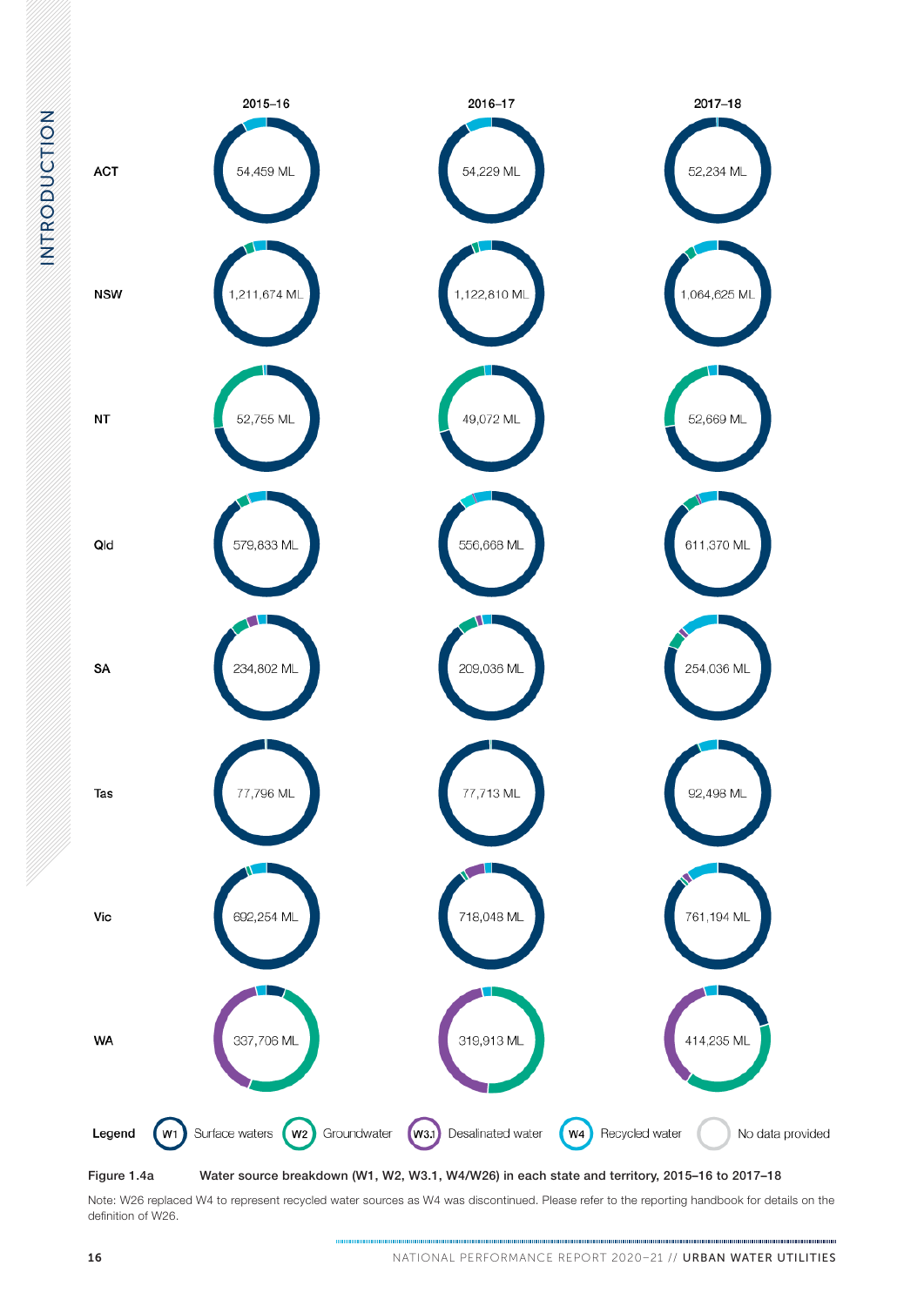|  | 2015–16 | 2016–17 | 2017–18 |
|---|---|---|---|
| ACT | 54,459 ML | 54,229 ML | 52,234 ML |
| NSW | 1,211,674 ML | 1,122,810 ML | 1,064,625 ML |
| NT | 52,755 ML | 49,072 ML | 52,669 ML |
| Qld | 579,833 ML | 556,668 ML | 611,370 ML |
| SA | 234,802 ML | 209,036 ML | 254,036 ML |
| Tas | 77,796 ML | 77,713 ML | 92,498 ML |
| Vic | 692,254 ML | 718,048 ML | 761,194 ML |
| WA | 337,706 ML | 319,913 ML | 414,235 ML |

Legend: W1 Surface waters; W2 Groundwater; W3.1 Desalinated water; W4 Recycled water; No data provided

**Figure 1.4a** Water source breakdown (W1, W2, W3.1, W4/W26) in each state and territory, 2015–16 to 2017–18

Note: W26 replaced W4 to represent recycled water sources as W4 was discontinued. Please refer to the reporting handbook for details on the definition of W26.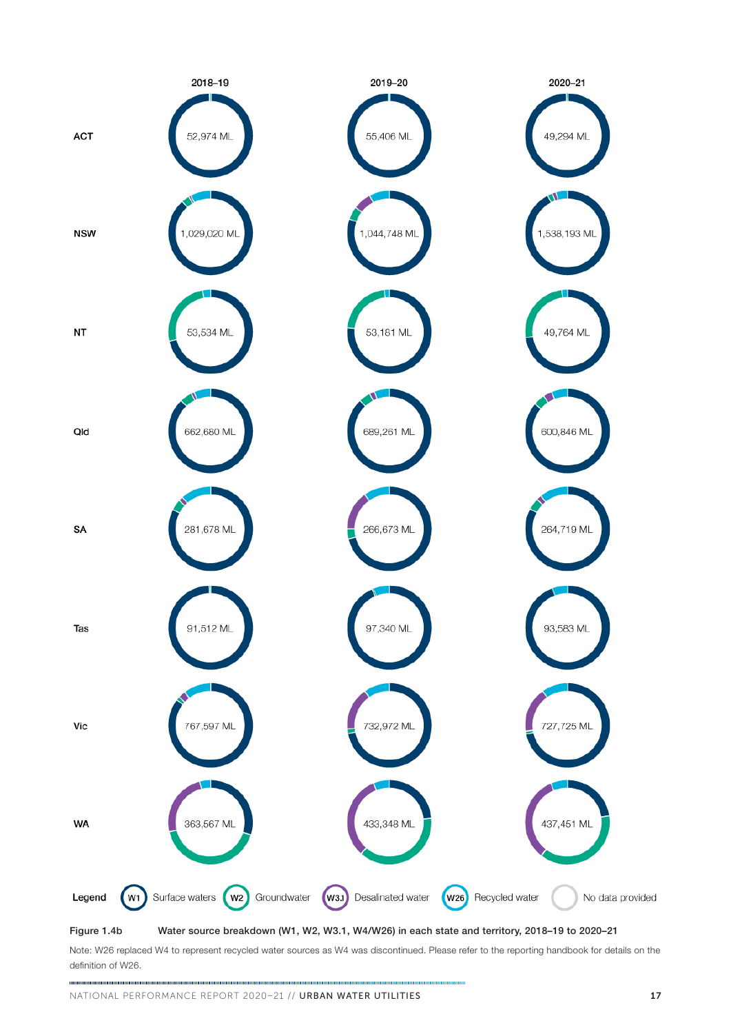| | 2018–19 | 2019–20 | 2020–21 |
|---|---|---|---|
| ACT | 52,974 ML | 55,406 ML | 49,294 ML |
| NSW | 1,029,020 ML | 1,044,748 ML | 1,538,193 ML |
| NT | 53,534 ML | 53,161 ML | 49,764 ML |
| Qld | 662,680 ML | 689,261 ML | 600,846 ML |
| SA | 281,678 ML | 266,673 ML | 264,719 ML |
| Tas | 91,512 ML | 97,340 ML | 93,583 ML |
| Vic | 767,597 ML | 732,972 ML | 727,725 ML |
| WA | 363,567 ML | 433,348 ML | 437,451 ML |

Legend: W1 Surface waters; W2 Groundwater; W3.1 Desalinated water; W26 Recycled water; No data provided

**Figure 1.4b** **Water source breakdown (W1, W2, W3.1, W4/W26) in each state and territory, 2018–19 to 2020–21**

Note: W26 replaced W4 to represent recycled water sources as W4 was discontinued. Please refer to the reporting handbook for details on the definition of W26.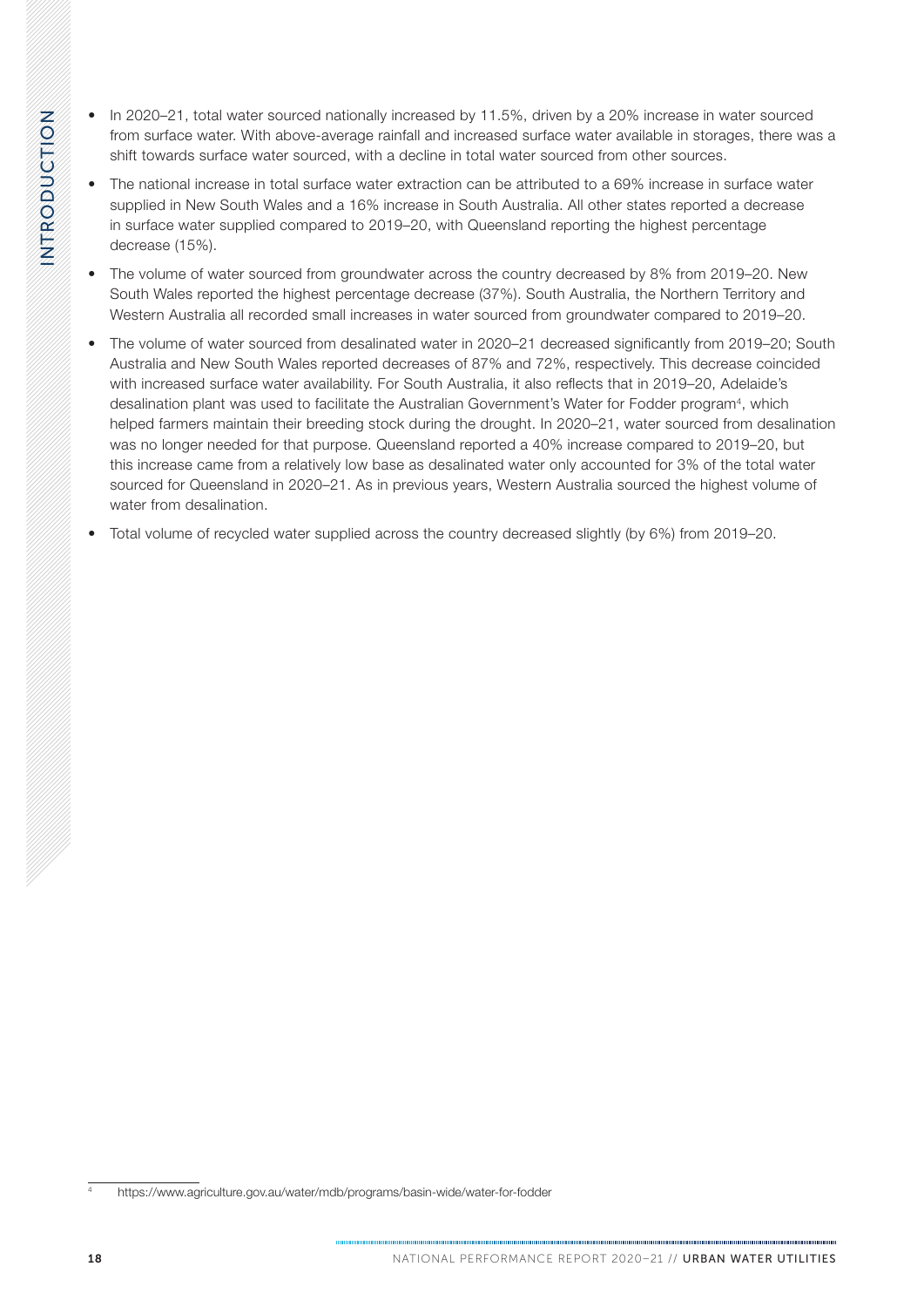- In 2020–21, total water sourced nationally increased by 11.5%, driven by a 20% increase in water sourced from surface water. With above-average rainfall and increased surface water available in storages, there was a shift towards surface water sourced, with a decline in total water sourced from other sources.
- The national increase in total surface water extraction can be attributed to a 69% increase in surface water supplied in New South Wales and a 16% increase in South Australia. All other states reported a decrease in surface water supplied compared to 2019–20, with Queensland reporting the highest percentage decrease (15%).
- The volume of water sourced from groundwater across the country decreased by 8% from 2019–20. New South Wales reported the highest percentage decrease (37%). South Australia, the Northern Territory and Western Australia all recorded small increases in water sourced from groundwater compared to 2019–20.
- The volume of water sourced from desalinated water in 2020–21 decreased significantly from 2019–20; South Australia and New South Wales reported decreases of 87% and 72%, respectively. This decrease coincided with increased surface water availability. For South Australia, it also reflects that in 2019–20, Adelaide's desalination plant was used to facilitate the Australian Government's Water for Fodder program[4], which helped farmers maintain their breeding stock during the drought. In 2020–21, water sourced from desalination was no longer needed for that purpose. Queensland reported a 40% increase compared to 2019–20, but this increase came from a relatively low base as desalinated water only accounted for 3% of the total water sourced for Queensland in 2020–21. As in previous years, Western Australia sourced the highest volume of water from desalination.
- Total volume of recycled water supplied across the country decreased slightly (by 6%) from 2019–20.

[4] https://www.agriculture.gov.au/water/mdb/programs/basin-wide/water-for-fodder